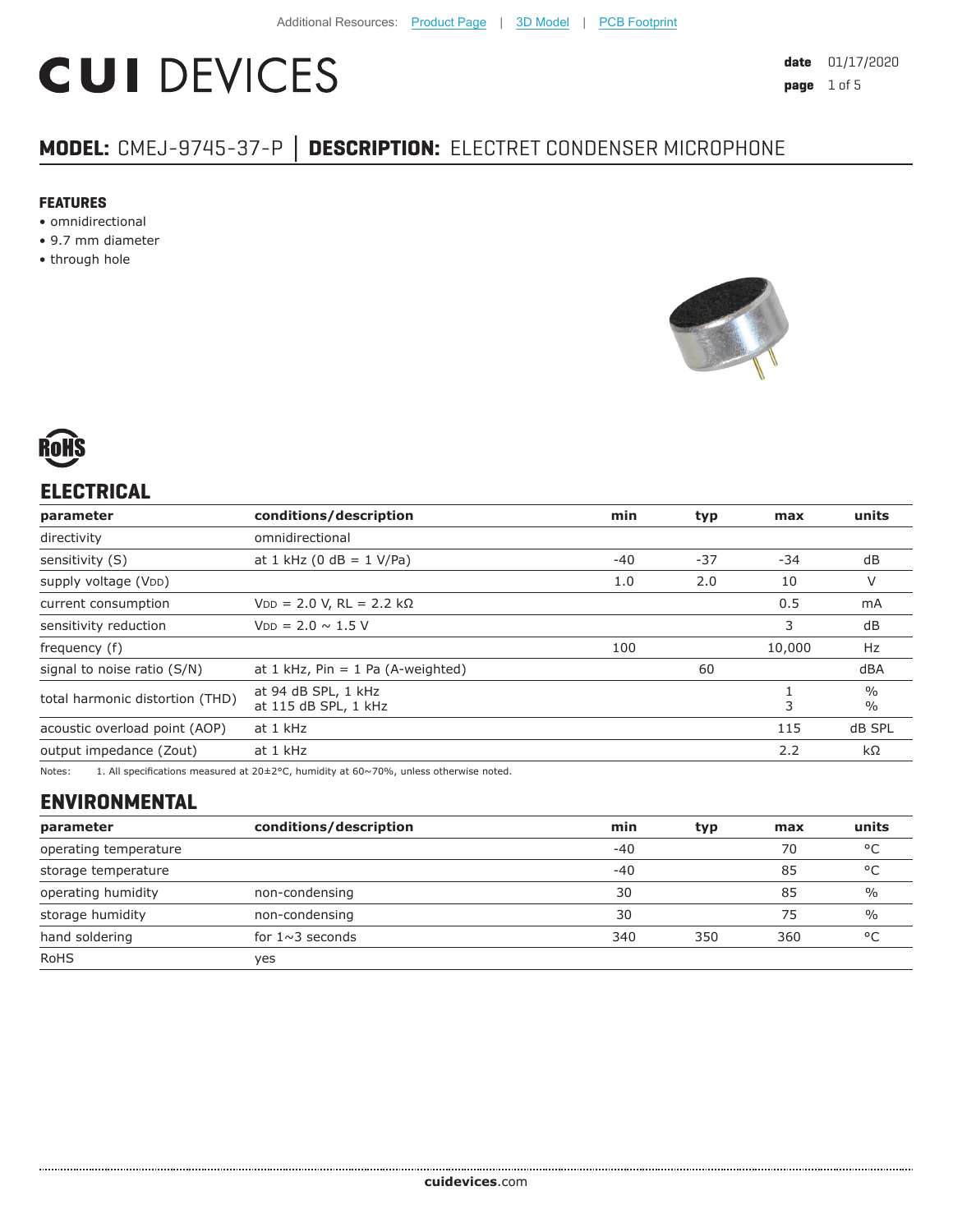Additional Resources: Product Page | 3D Model | PCB Footprint

# CUI DEVICES

**date** 01/17/2020

## MODEL: CMEJ-9745-37-P │ DESCRIPTION: ELECTRET CONDENSER MICROPHONE

**FEATURES**
- omnidirectional
- 9.7 mm diameter
- through hole

RoHS

## ELECTRICAL

| parameter | conditions/description | min | typ | max | units |
|---|---|---|---|---|---|
| directivity | omnidirectional | | | | |
| sensitivity (S) | at 1 kHz (0 dB = 1 V/Pa) | -40 | -37 | -34 | dB |
| supply voltage ($V_{DD}$) | | 1.0 | 2.0 | 10 | V |
| current consumption | $V_{DD}$ = 2.0 V, RL = 2.2 kΩ | | | 0.5 | mA |
| sensitivity reduction | $V_{DD}$ = 2.0 ~ 1.5 V | | | 3 | dB |
| frequency (f) | | 100 | | 10,000 | Hz |
| signal to noise ratio (S/N) | at 1 kHz, Pin = 1 Pa (A-weighted) | | 60 | | dBA |
| total harmonic distortion (THD) | at 94 dB SPL, 1 kHz<br>at 115 dB SPL, 1 kHz | | | 1<br>3 | %<br>% |
| acoustic overload point (AOP) | at 1 kHz | | | 115 | dB SPL |
| output impedance (Zout) | at 1 kHz | | | 2.2 | kΩ |

Notes: 1. All specifications measured at 20±2°C, humidity at 60~70%, unless otherwise noted.

## ENVIRONMENTAL

| parameter | conditions/description | min | typ | max | units |
|---|---|---|---|---|---|
| operating temperature | | -40 | | 70 | °C |
| storage temperature | | -40 | | 85 | °C |
| operating humidity | non-condensing | 30 | | 85 | % |
| storage humidity | non-condensing | 30 | | 75 | % |
| hand soldering | for 1~3 seconds | 340 | 350 | 360 | °C |
| RoHS | yes | | | | |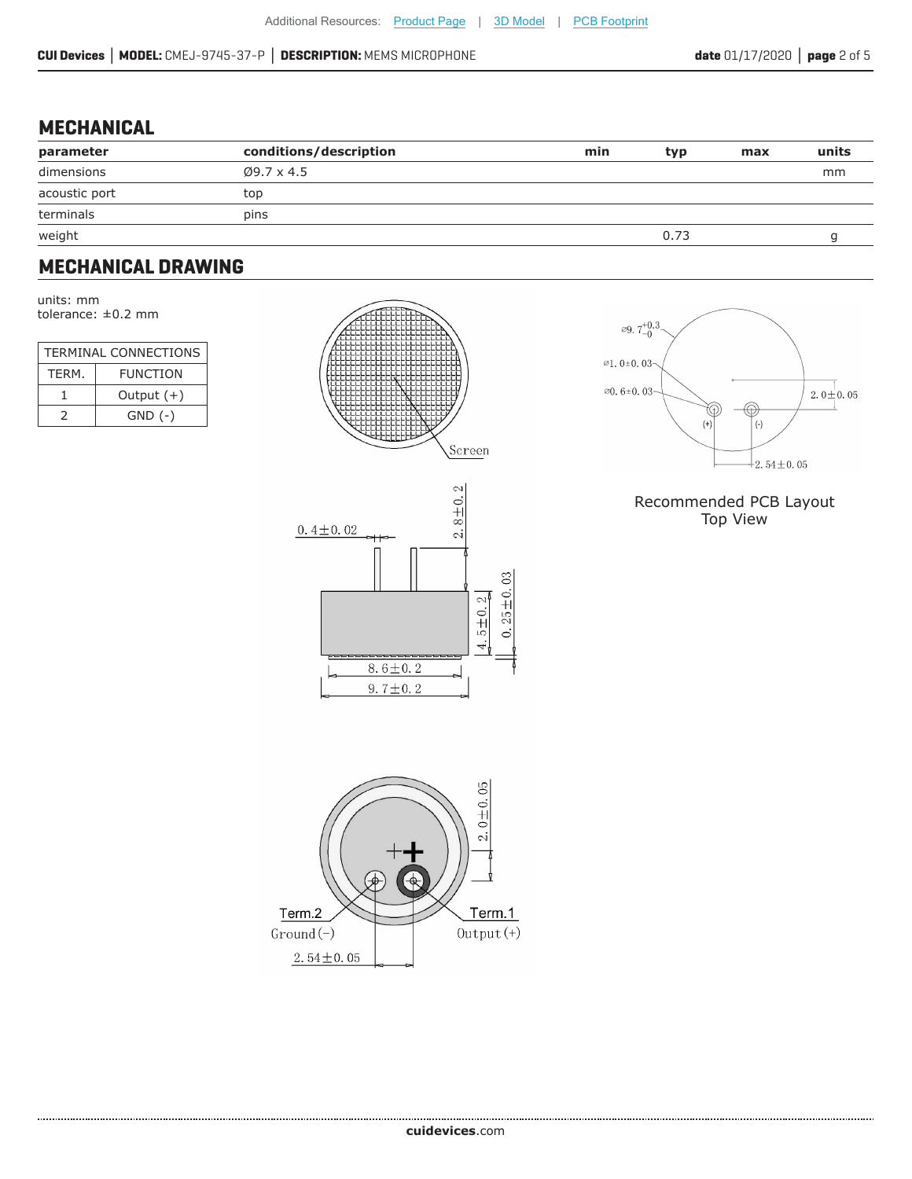## MECHANICAL

| parameter | conditions/description | min | typ | max | units |
|---|---|---|---|---|---|
| dimensions | Ø9.7 x 4.5 | | | | mm |
| acoustic port | top | | | | |
| terminals | pins | | | | |
| weight | | | 0.73 | | g |

## MECHANICAL DRAWING

units: mm
tolerance: ±0.2 mm

| TERMINAL CONNECTIONS | |
|---|---|
| TERM. | FUNCTION |
| 1 | Output (+) |
| 2 | GND (-) |

Screen

0.4±0.02

2.8±0.2

4.5±0.2

0.25±0.03

8.6±0.2

9.7±0.2

2.0±0.05

Term.2
Ground (−)

Term.1
Output (+)

2.54±0.05

Ø9.7 $^{+0.3}_{-0}$

Ø1.0±0.03

Ø0.6±0.03

2.0±0.05

(+) (-)

2.54±0.05

Recommended PCB Layout
Top View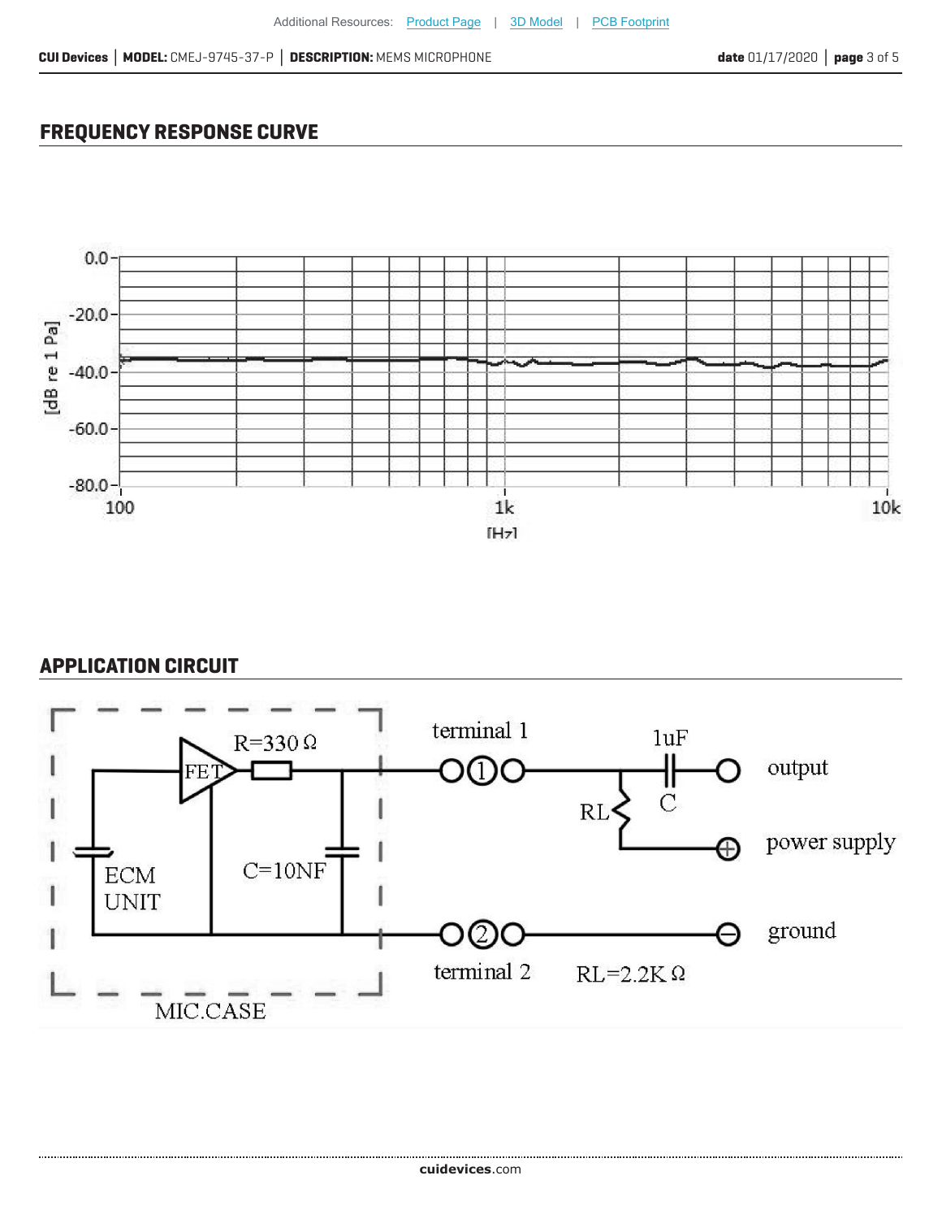## FREQUENCY RESPONSE CURVE

## APPLICATION CIRCUIT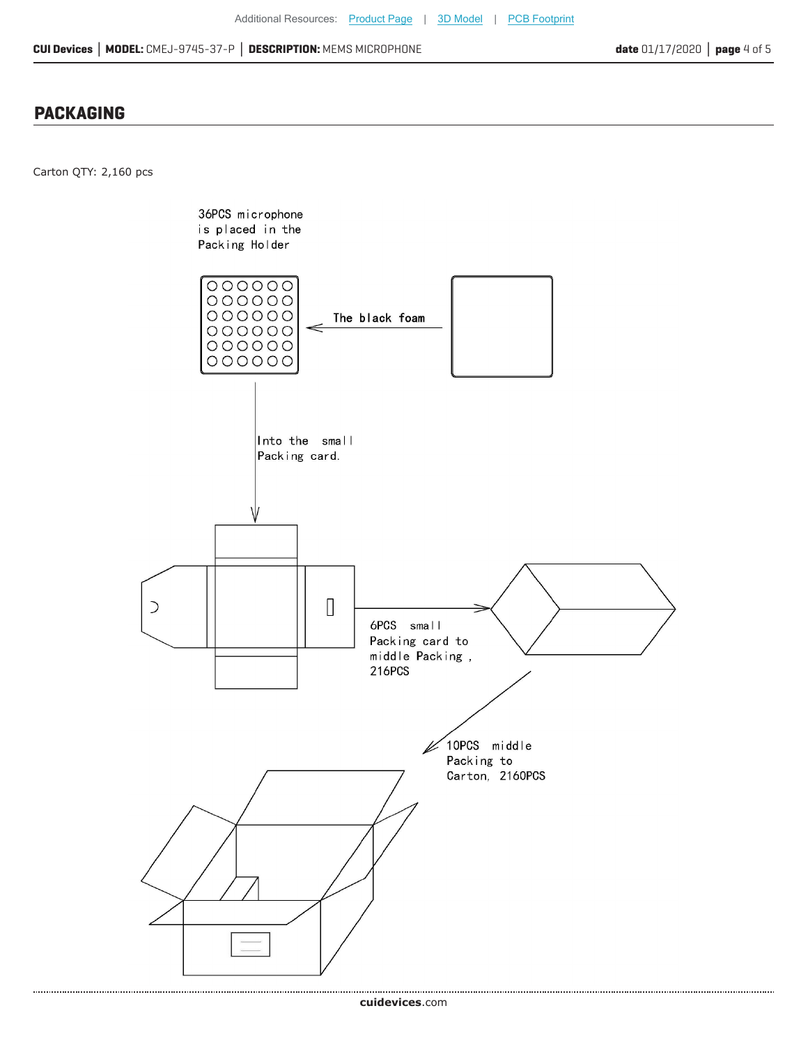## PACKAGING

Carton QTY: 2,160 pcs

36PCS microphone is placed in the Packing Holder

The black foam

Into the small Packing card.

6PCS small Packing card to middle Packing , 216PCS

10PCS middle Packing to Carton, 2160PCS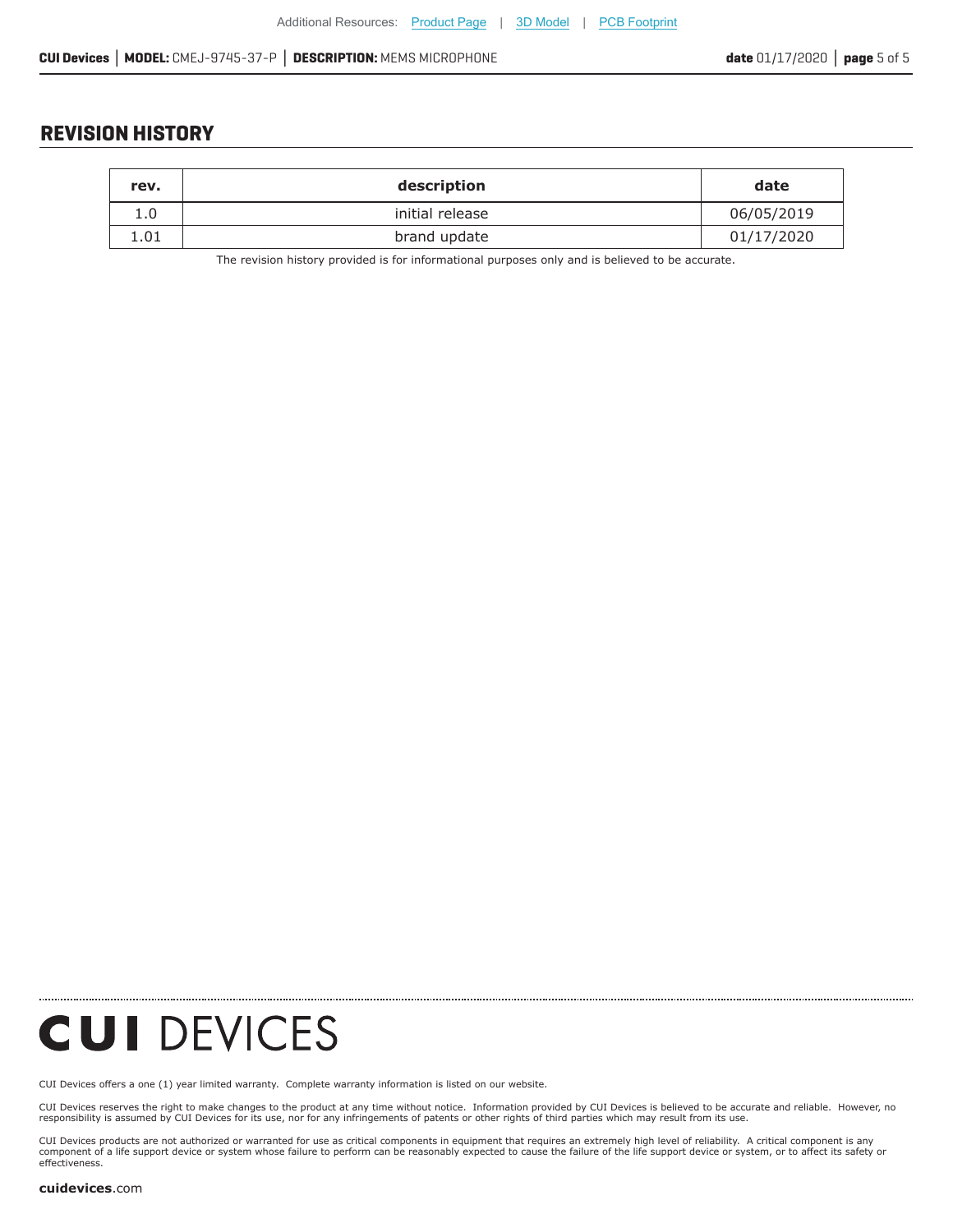## REVISION HISTORY

| rev. | description | date |
| --- | --- | --- |
| 1.0 | initial release | 06/05/2019 |
| 1.01 | brand update | 01/17/2020 |

The revision history provided is for informational purposes only and is believed to be accurate.

**CUI** DEVICES

CUI Devices offers a one (1) year limited warranty. Complete warranty information is listed on our website.

CUI Devices reserves the right to make changes to the product at any time without notice. Information provided by CUI Devices is believed to be accurate and reliable. However, no responsibility is assumed by CUI Devices for its use, nor for any infringements of patents or other rights of third parties which may result from its use.

CUI Devices products are not authorized or warranted for use as critical components in equipment that requires an extremely high level of reliability. A critical component is any component of a life support device or system whose failure to perform can be reasonably expected to cause the failure of the life support device or system, or to affect its safety or effectiveness.

**cuidevices**.com